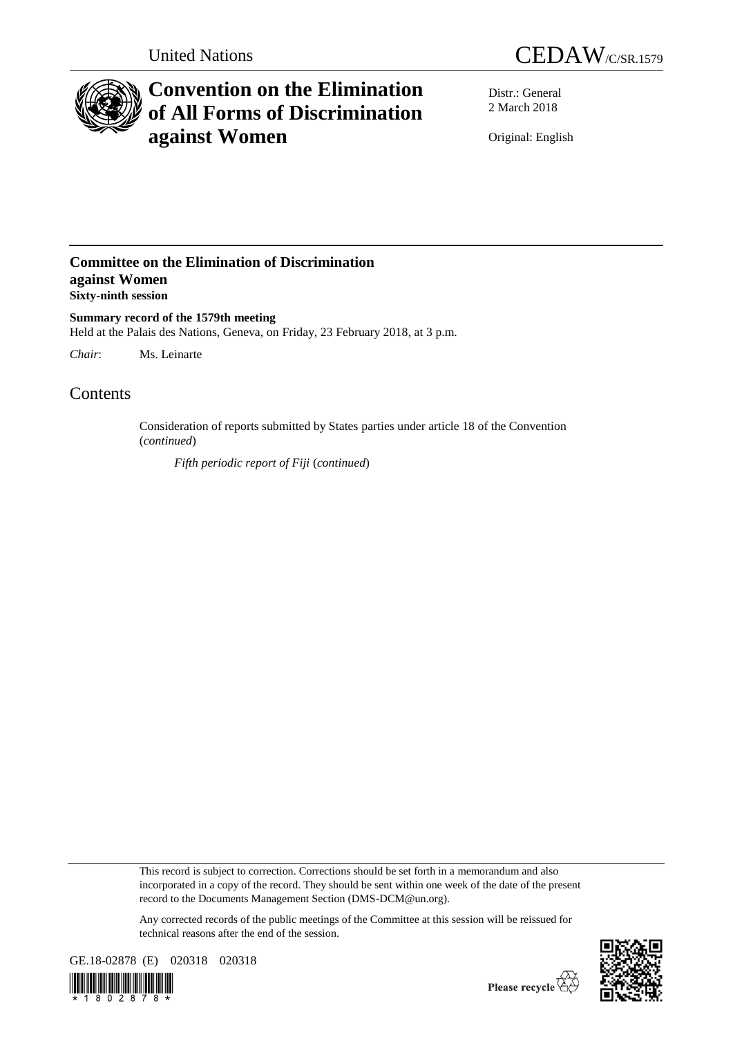United Nations

CEDAW/C/SR.1579

# Convention on the Elimination of All Forms of Discrimination against Women

Distr.: General
2 March 2018

Original: English

## Committee on the Elimination of Discrimination against Women

**Sixty-ninth session**

**Summary record of the 1579th meeting**

Held at the Palais des Nations, Geneva, on Friday, 23 February 2018, at 3 p.m.

*Chair*: Ms. Leinarte

# Contents

Consideration of reports submitted by States parties under article 18 of the Convention (*continued*)

*Fifth periodic report of Fiji* (*continued*)

This record is subject to correction. Corrections should be set forth in a memorandum and also incorporated in a copy of the record. They should be sent within one week of the date of the present record to the Documents Management Section (DMS-DCM@un.org).

Any corrected records of the public meetings of the Committee at this session will be reissued for technical reasons after the end of the session.

GE.18-02878 (E) 020318 020318

Please recycle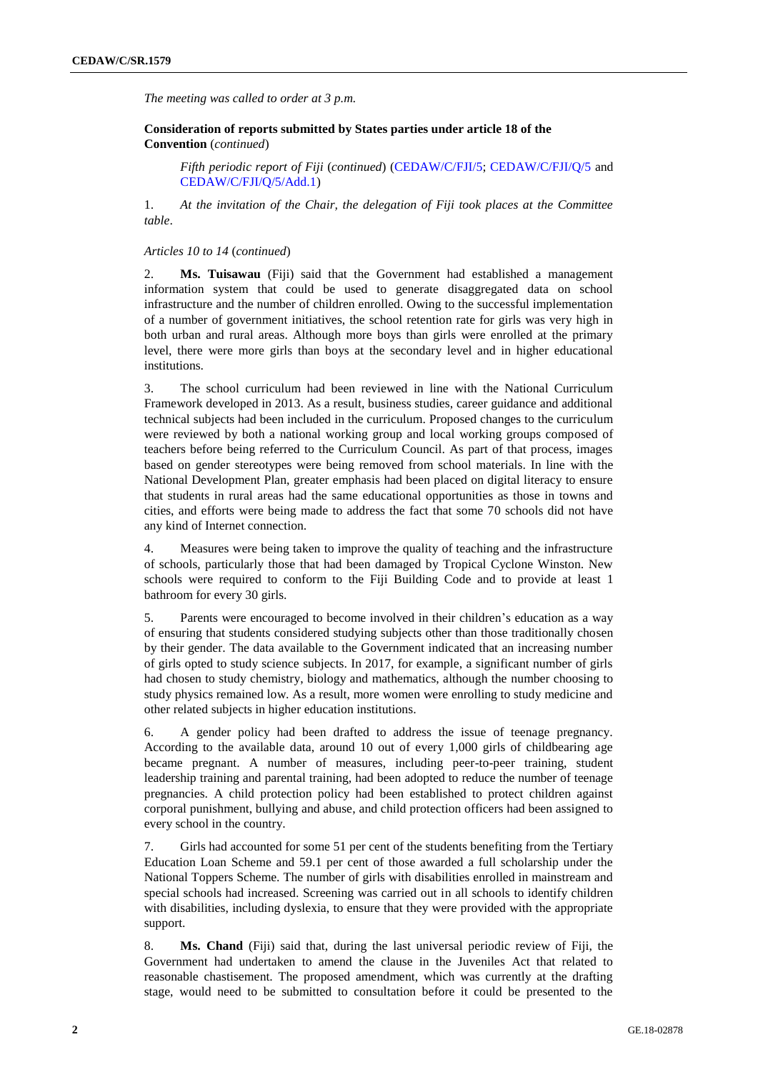*The meeting was called to order at 3 p.m.*

**Consideration of reports submitted by States parties under article 18 of the Convention** (*continued*)

*Fifth periodic report of Fiji* (*continued*) (CEDAW/C/FJI/5; CEDAW/C/FJI/Q/5 and CEDAW/C/FJI/Q/5/Add.1)

1. *At the invitation of the Chair, the delegation of Fiji took places at the Committee table*.

*Articles 10 to 14* (*continued*)

2. **Ms. Tuisawau** (Fiji) said that the Government had established a management information system that could be used to generate disaggregated data on school infrastructure and the number of children enrolled. Owing to the successful implementation of a number of government initiatives, the school retention rate for girls was very high in both urban and rural areas. Although more boys than girls were enrolled at the primary level, there were more girls than boys at the secondary level and in higher educational institutions.

3. The school curriculum had been reviewed in line with the National Curriculum Framework developed in 2013. As a result, business studies, career guidance and additional technical subjects had been included in the curriculum. Proposed changes to the curriculum were reviewed by both a national working group and local working groups composed of teachers before being referred to the Curriculum Council. As part of that process, images based on gender stereotypes were being removed from school materials. In line with the National Development Plan, greater emphasis had been placed on digital literacy to ensure that students in rural areas had the same educational opportunities as those in towns and cities, and efforts were being made to address the fact that some 70 schools did not have any kind of Internet connection.

4. Measures were being taken to improve the quality of teaching and the infrastructure of schools, particularly those that had been damaged by Tropical Cyclone Winston. New schools were required to conform to the Fiji Building Code and to provide at least 1 bathroom for every 30 girls.

5. Parents were encouraged to become involved in their children's education as a way of ensuring that students considered studying subjects other than those traditionally chosen by their gender. The data available to the Government indicated that an increasing number of girls opted to study science subjects. In 2017, for example, a significant number of girls had chosen to study chemistry, biology and mathematics, although the number choosing to study physics remained low. As a result, more women were enrolling to study medicine and other related subjects in higher education institutions.

6. A gender policy had been drafted to address the issue of teenage pregnancy. According to the available data, around 10 out of every 1,000 girls of childbearing age became pregnant. A number of measures, including peer-to-peer training, student leadership training and parental training, had been adopted to reduce the number of teenage pregnancies. A child protection policy had been established to protect children against corporal punishment, bullying and abuse, and child protection officers had been assigned to every school in the country.

7. Girls had accounted for some 51 per cent of the students benefiting from the Tertiary Education Loan Scheme and 59.1 per cent of those awarded a full scholarship under the National Toppers Scheme. The number of girls with disabilities enrolled in mainstream and special schools had increased. Screening was carried out in all schools to identify children with disabilities, including dyslexia, to ensure that they were provided with the appropriate support.

8. **Ms. Chand** (Fiji) said that, during the last universal periodic review of Fiji, the Government had undertaken to amend the clause in the Juveniles Act that related to reasonable chastisement. The proposed amendment, which was currently at the drafting stage, would need to be submitted to consultation before it could be presented to the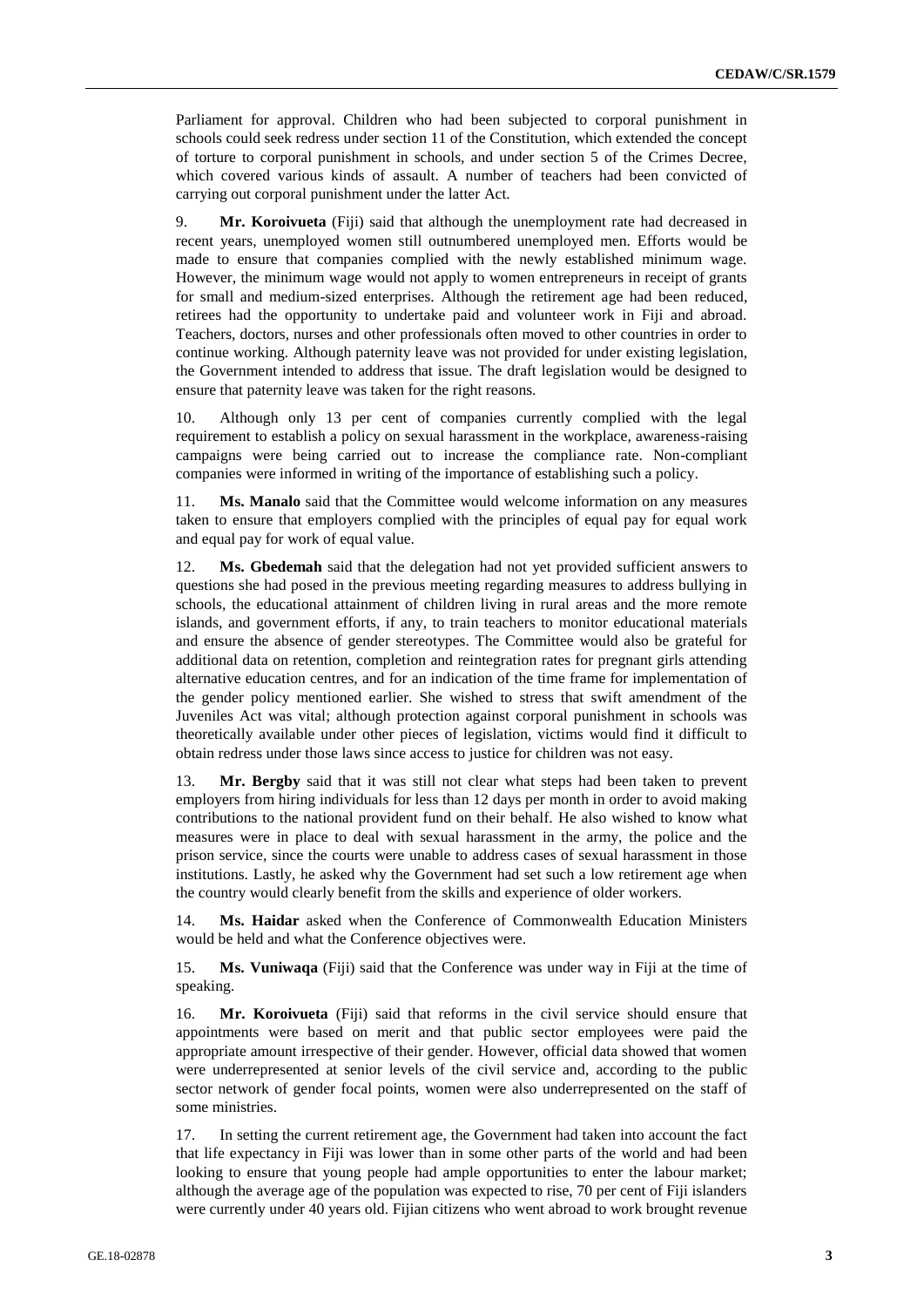Parliament for approval. Children who had been subjected to corporal punishment in schools could seek redress under section 11 of the Constitution, which extended the concept of torture to corporal punishment in schools, and under section 5 of the Crimes Decree, which covered various kinds of assault. A number of teachers had been convicted of carrying out corporal punishment under the latter Act.

9. **Mr. Koroivueta** (Fiji) said that although the unemployment rate had decreased in recent years, unemployed women still outnumbered unemployed men. Efforts would be made to ensure that companies complied with the newly established minimum wage. However, the minimum wage would not apply to women entrepreneurs in receipt of grants for small and medium-sized enterprises. Although the retirement age had been reduced, retirees had the opportunity to undertake paid and volunteer work in Fiji and abroad. Teachers, doctors, nurses and other professionals often moved to other countries in order to continue working. Although paternity leave was not provided for under existing legislation, the Government intended to address that issue. The draft legislation would be designed to ensure that paternity leave was taken for the right reasons.

10. Although only 13 per cent of companies currently complied with the legal requirement to establish a policy on sexual harassment in the workplace, awareness-raising campaigns were being carried out to increase the compliance rate. Non-compliant companies were informed in writing of the importance of establishing such a policy.

11. **Ms. Manalo** said that the Committee would welcome information on any measures taken to ensure that employers complied with the principles of equal pay for equal work and equal pay for work of equal value.

12. **Ms. Gbedemah** said that the delegation had not yet provided sufficient answers to questions she had posed in the previous meeting regarding measures to address bullying in schools, the educational attainment of children living in rural areas and the more remote islands, and government efforts, if any, to train teachers to monitor educational materials and ensure the absence of gender stereotypes. The Committee would also be grateful for additional data on retention, completion and reintegration rates for pregnant girls attending alternative education centres, and for an indication of the time frame for implementation of the gender policy mentioned earlier. She wished to stress that swift amendment of the Juveniles Act was vital; although protection against corporal punishment in schools was theoretically available under other pieces of legislation, victims would find it difficult to obtain redress under those laws since access to justice for children was not easy.

13. **Mr. Bergby** said that it was still not clear what steps had been taken to prevent employers from hiring individuals for less than 12 days per month in order to avoid making contributions to the national provident fund on their behalf. He also wished to know what measures were in place to deal with sexual harassment in the army, the police and the prison service, since the courts were unable to address cases of sexual harassment in those institutions. Lastly, he asked why the Government had set such a low retirement age when the country would clearly benefit from the skills and experience of older workers.

14. **Ms. Haidar** asked when the Conference of Commonwealth Education Ministers would be held and what the Conference objectives were.

15. **Ms. Vuniwaqa** (Fiji) said that the Conference was under way in Fiji at the time of speaking.

16. **Mr. Koroivueta** (Fiji) said that reforms in the civil service should ensure that appointments were based on merit and that public sector employees were paid the appropriate amount irrespective of their gender. However, official data showed that women were underrepresented at senior levels of the civil service and, according to the public sector network of gender focal points, women were also underrepresented on the staff of some ministries.

17. In setting the current retirement age, the Government had taken into account the fact that life expectancy in Fiji was lower than in some other parts of the world and had been looking to ensure that young people had ample opportunities to enter the labour market; although the average age of the population was expected to rise, 70 per cent of Fiji islanders were currently under 40 years old. Fijian citizens who went abroad to work brought revenue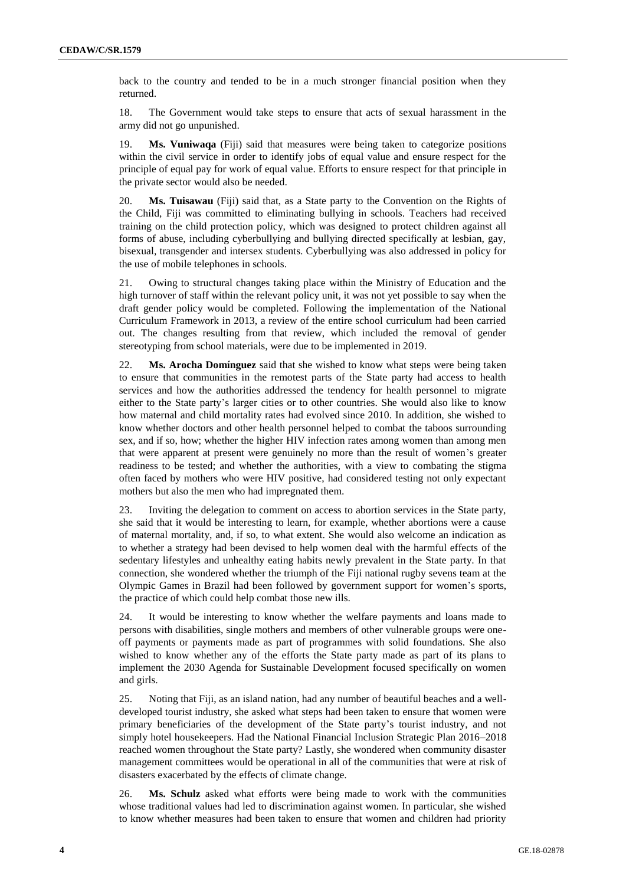back to the country and tended to be in a much stronger financial position when they returned.

18. The Government would take steps to ensure that acts of sexual harassment in the army did not go unpunished.

19. **Ms. Vuniwaqa** (Fiji) said that measures were being taken to categorize positions within the civil service in order to identify jobs of equal value and ensure respect for the principle of equal pay for work of equal value. Efforts to ensure respect for that principle in the private sector would also be needed.

20. **Ms. Tuisawau** (Fiji) said that, as a State party to the Convention on the Rights of the Child, Fiji was committed to eliminating bullying in schools. Teachers had received training on the child protection policy, which was designed to protect children against all forms of abuse, including cyberbullying and bullying directed specifically at lesbian, gay, bisexual, transgender and intersex students. Cyberbullying was also addressed in policy for the use of mobile telephones in schools.

21. Owing to structural changes taking place within the Ministry of Education and the high turnover of staff within the relevant policy unit, it was not yet possible to say when the draft gender policy would be completed. Following the implementation of the National Curriculum Framework in 2013, a review of the entire school curriculum had been carried out. The changes resulting from that review, which included the removal of gender stereotyping from school materials, were due to be implemented in 2019.

22. **Ms. Arocha Domínguez** said that she wished to know what steps were being taken to ensure that communities in the remotest parts of the State party had access to health services and how the authorities addressed the tendency for health personnel to migrate either to the State party's larger cities or to other countries. She would also like to know how maternal and child mortality rates had evolved since 2010. In addition, she wished to know whether doctors and other health personnel helped to combat the taboos surrounding sex, and if so, how; whether the higher HIV infection rates among women than among men that were apparent at present were genuinely no more than the result of women's greater readiness to be tested; and whether the authorities, with a view to combating the stigma often faced by mothers who were HIV positive, had considered testing not only expectant mothers but also the men who had impregnated them.

23. Inviting the delegation to comment on access to abortion services in the State party, she said that it would be interesting to learn, for example, whether abortions were a cause of maternal mortality, and, if so, to what extent. She would also welcome an indication as to whether a strategy had been devised to help women deal with the harmful effects of the sedentary lifestyles and unhealthy eating habits newly prevalent in the State party. In that connection, she wondered whether the triumph of the Fiji national rugby sevens team at the Olympic Games in Brazil had been followed by government support for women's sports, the practice of which could help combat those new ills.

24. It would be interesting to know whether the welfare payments and loans made to persons with disabilities, single mothers and members of other vulnerable groups were one-off payments or payments made as part of programmes with solid foundations. She also wished to know whether any of the efforts the State party made as part of its plans to implement the 2030 Agenda for Sustainable Development focused specifically on women and girls.

25. Noting that Fiji, as an island nation, had any number of beautiful beaches and a well-developed tourist industry, she asked what steps had been taken to ensure that women were primary beneficiaries of the development of the State party's tourist industry, and not simply hotel housekeepers. Had the National Financial Inclusion Strategic Plan 2016–2018 reached women throughout the State party? Lastly, she wondered when community disaster management committees would be operational in all of the communities that were at risk of disasters exacerbated by the effects of climate change.

26. **Ms. Schulz** asked what efforts were being made to work with the communities whose traditional values had led to discrimination against women. In particular, she wished to know whether measures had been taken to ensure that women and children had priority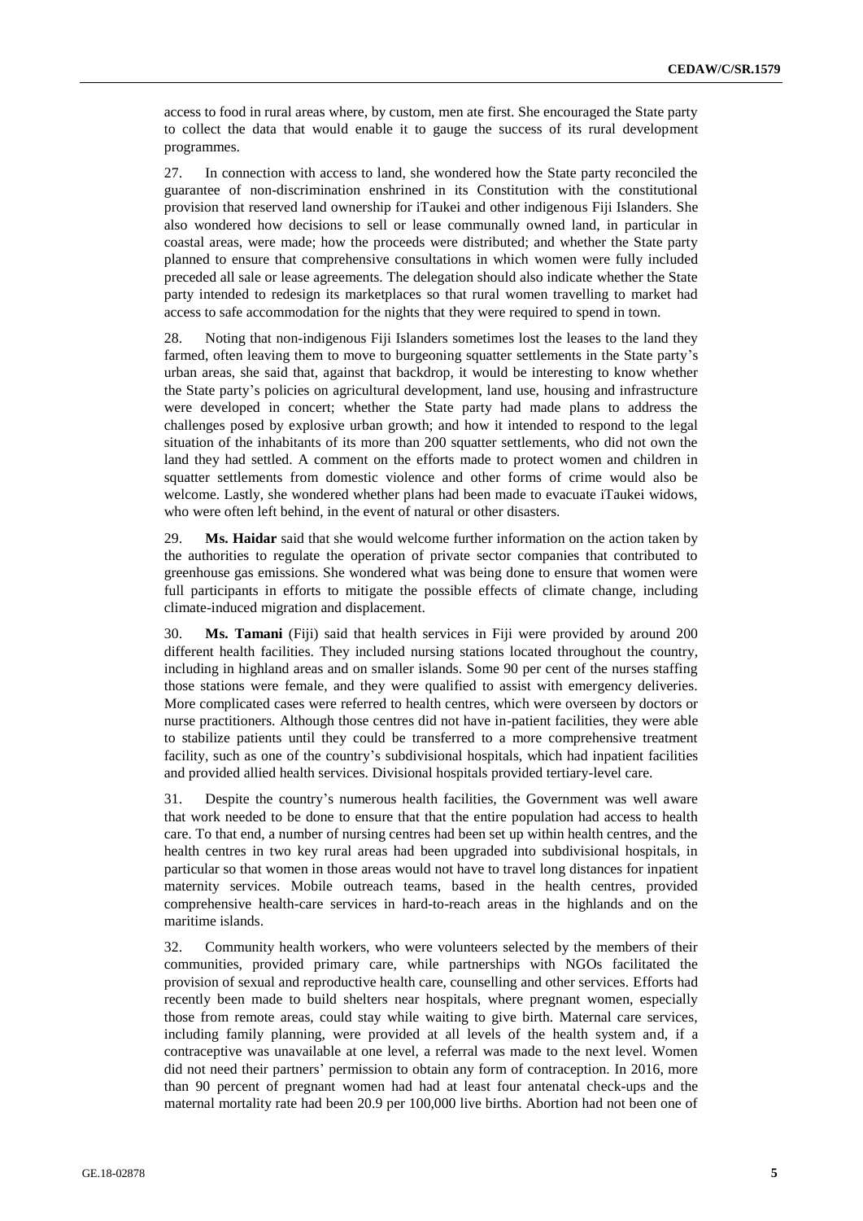access to food in rural areas where, by custom, men ate first. She encouraged the State party to collect the data that would enable it to gauge the success of its rural development programmes.

27. In connection with access to land, she wondered how the State party reconciled the guarantee of non-discrimination enshrined in its Constitution with the constitutional provision that reserved land ownership for iTaukei and other indigenous Fiji Islanders. She also wondered how decisions to sell or lease communally owned land, in particular in coastal areas, were made; how the proceeds were distributed; and whether the State party planned to ensure that comprehensive consultations in which women were fully included preceded all sale or lease agreements. The delegation should also indicate whether the State party intended to redesign its marketplaces so that rural women travelling to market had access to safe accommodation for the nights that they were required to spend in town.

28. Noting that non-indigenous Fiji Islanders sometimes lost the leases to the land they farmed, often leaving them to move to burgeoning squatter settlements in the State party's urban areas, she said that, against that backdrop, it would be interesting to know whether the State party's policies on agricultural development, land use, housing and infrastructure were developed in concert; whether the State party had made plans to address the challenges posed by explosive urban growth; and how it intended to respond to the legal situation of the inhabitants of its more than 200 squatter settlements, who did not own the land they had settled. A comment on the efforts made to protect women and children in squatter settlements from domestic violence and other forms of crime would also be welcome. Lastly, she wondered whether plans had been made to evacuate iTaukei widows, who were often left behind, in the event of natural or other disasters.

29. **Ms. Haidar** said that she would welcome further information on the action taken by the authorities to regulate the operation of private sector companies that contributed to greenhouse gas emissions. She wondered what was being done to ensure that women were full participants in efforts to mitigate the possible effects of climate change, including climate-induced migration and displacement.

30. **Ms. Tamani** (Fiji) said that health services in Fiji were provided by around 200 different health facilities. They included nursing stations located throughout the country, including in highland areas and on smaller islands. Some 90 per cent of the nurses staffing those stations were female, and they were qualified to assist with emergency deliveries. More complicated cases were referred to health centres, which were overseen by doctors or nurse practitioners. Although those centres did not have in-patient facilities, they were able to stabilize patients until they could be transferred to a more comprehensive treatment facility, such as one of the country's subdivisional hospitals, which had inpatient facilities and provided allied health services. Divisional hospitals provided tertiary-level care.

31. Despite the country's numerous health facilities, the Government was well aware that work needed to be done to ensure that that the entire population had access to health care. To that end, a number of nursing centres had been set up within health centres, and the health centres in two key rural areas had been upgraded into subdivisional hospitals, in particular so that women in those areas would not have to travel long distances for inpatient maternity services. Mobile outreach teams, based in the health centres, provided comprehensive health-care services in hard-to-reach areas in the highlands and on the maritime islands.

32. Community health workers, who were volunteers selected by the members of their communities, provided primary care, while partnerships with NGOs facilitated the provision of sexual and reproductive health care, counselling and other services. Efforts had recently been made to build shelters near hospitals, where pregnant women, especially those from remote areas, could stay while waiting to give birth. Maternal care services, including family planning, were provided at all levels of the health system and, if a contraceptive was unavailable at one level, a referral was made to the next level. Women did not need their partners' permission to obtain any form of contraception. In 2016, more than 90 percent of pregnant women had had at least four antenatal check-ups and the maternal mortality rate had been 20.9 per 100,000 live births. Abortion had not been one of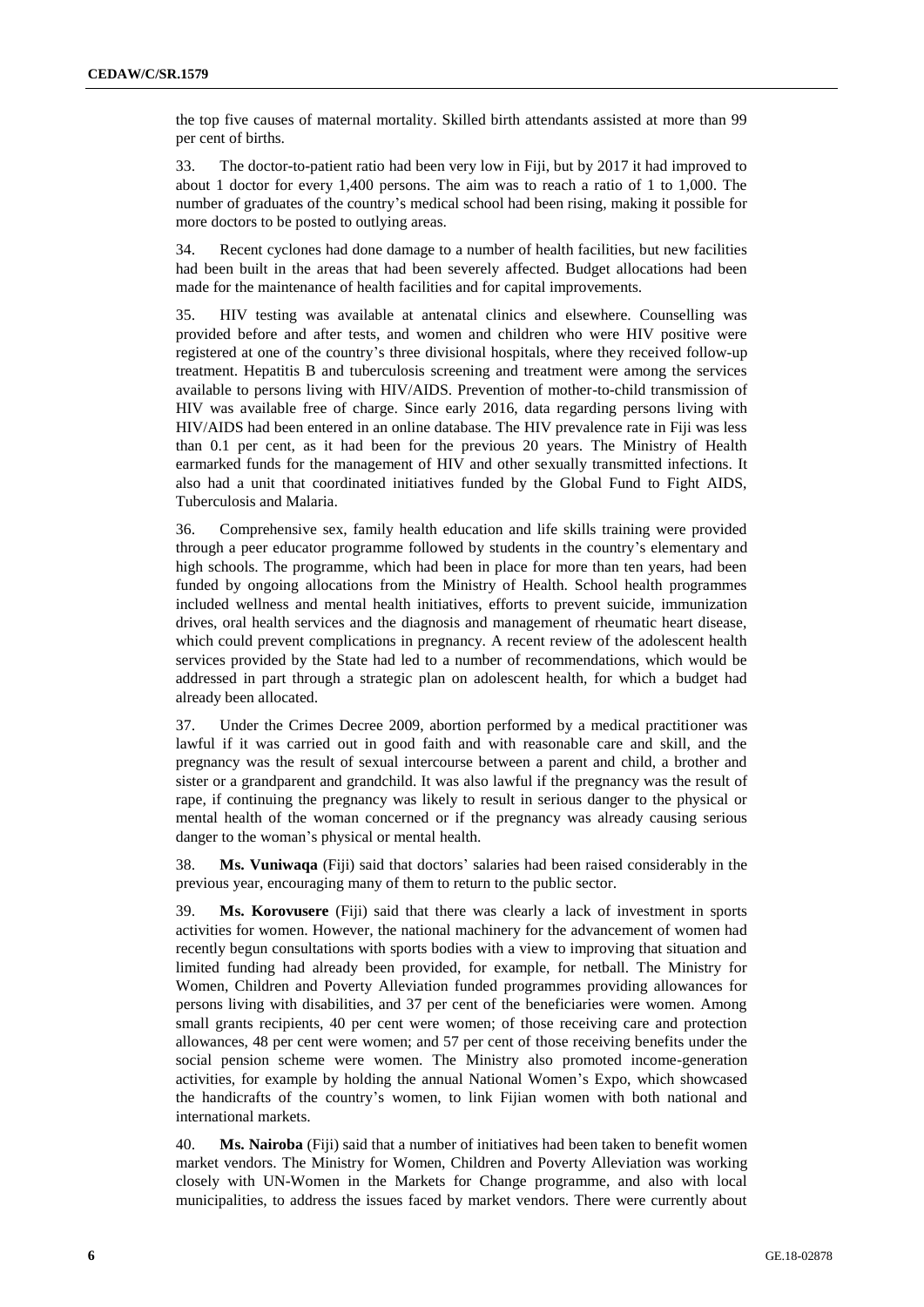the top five causes of maternal mortality. Skilled birth attendants assisted at more than 99 per cent of births.

33. The doctor-to-patient ratio had been very low in Fiji, but by 2017 it had improved to about 1 doctor for every 1,400 persons. The aim was to reach a ratio of 1 to 1,000. The number of graduates of the country's medical school had been rising, making it possible for more doctors to be posted to outlying areas.

34. Recent cyclones had done damage to a number of health facilities, but new facilities had been built in the areas that had been severely affected. Budget allocations had been made for the maintenance of health facilities and for capital improvements.

35. HIV testing was available at antenatal clinics and elsewhere. Counselling was provided before and after tests, and women and children who were HIV positive were registered at one of the country's three divisional hospitals, where they received follow-up treatment. Hepatitis B and tuberculosis screening and treatment were among the services available to persons living with HIV/AIDS. Prevention of mother-to-child transmission of HIV was available free of charge. Since early 2016, data regarding persons living with HIV/AIDS had been entered in an online database. The HIV prevalence rate in Fiji was less than 0.1 per cent, as it had been for the previous 20 years. The Ministry of Health earmarked funds for the management of HIV and other sexually transmitted infections. It also had a unit that coordinated initiatives funded by the Global Fund to Fight AIDS, Tuberculosis and Malaria.

36. Comprehensive sex, family health education and life skills training were provided through a peer educator programme followed by students in the country's elementary and high schools. The programme, which had been in place for more than ten years, had been funded by ongoing allocations from the Ministry of Health. School health programmes included wellness and mental health initiatives, efforts to prevent suicide, immunization drives, oral health services and the diagnosis and management of rheumatic heart disease, which could prevent complications in pregnancy. A recent review of the adolescent health services provided by the State had led to a number of recommendations, which would be addressed in part through a strategic plan on adolescent health, for which a budget had already been allocated.

37. Under the Crimes Decree 2009, abortion performed by a medical practitioner was lawful if it was carried out in good faith and with reasonable care and skill, and the pregnancy was the result of sexual intercourse between a parent and child, a brother and sister or a grandparent and grandchild. It was also lawful if the pregnancy was the result of rape, if continuing the pregnancy was likely to result in serious danger to the physical or mental health of the woman concerned or if the pregnancy was already causing serious danger to the woman's physical or mental health.

38. **Ms. Vuniwaqa** (Fiji) said that doctors' salaries had been raised considerably in the previous year, encouraging many of them to return to the public sector.

39. **Ms. Korovusere** (Fiji) said that there was clearly a lack of investment in sports activities for women. However, the national machinery for the advancement of women had recently begun consultations with sports bodies with a view to improving that situation and limited funding had already been provided, for example, for netball. The Ministry for Women, Children and Poverty Alleviation funded programmes providing allowances for persons living with disabilities, and 37 per cent of the beneficiaries were women. Among small grants recipients, 40 per cent were women; of those receiving care and protection allowances, 48 per cent were women; and 57 per cent of those receiving benefits under the social pension scheme were women. The Ministry also promoted income-generation activities, for example by holding the annual National Women's Expo, which showcased the handicrafts of the country's women, to link Fijian women with both national and international markets.

40. **Ms. Nairoba** (Fiji) said that a number of initiatives had been taken to benefit women market vendors. The Ministry for Women, Children and Poverty Alleviation was working closely with UN-Women in the Markets for Change programme, and also with local municipalities, to address the issues faced by market vendors. There were currently about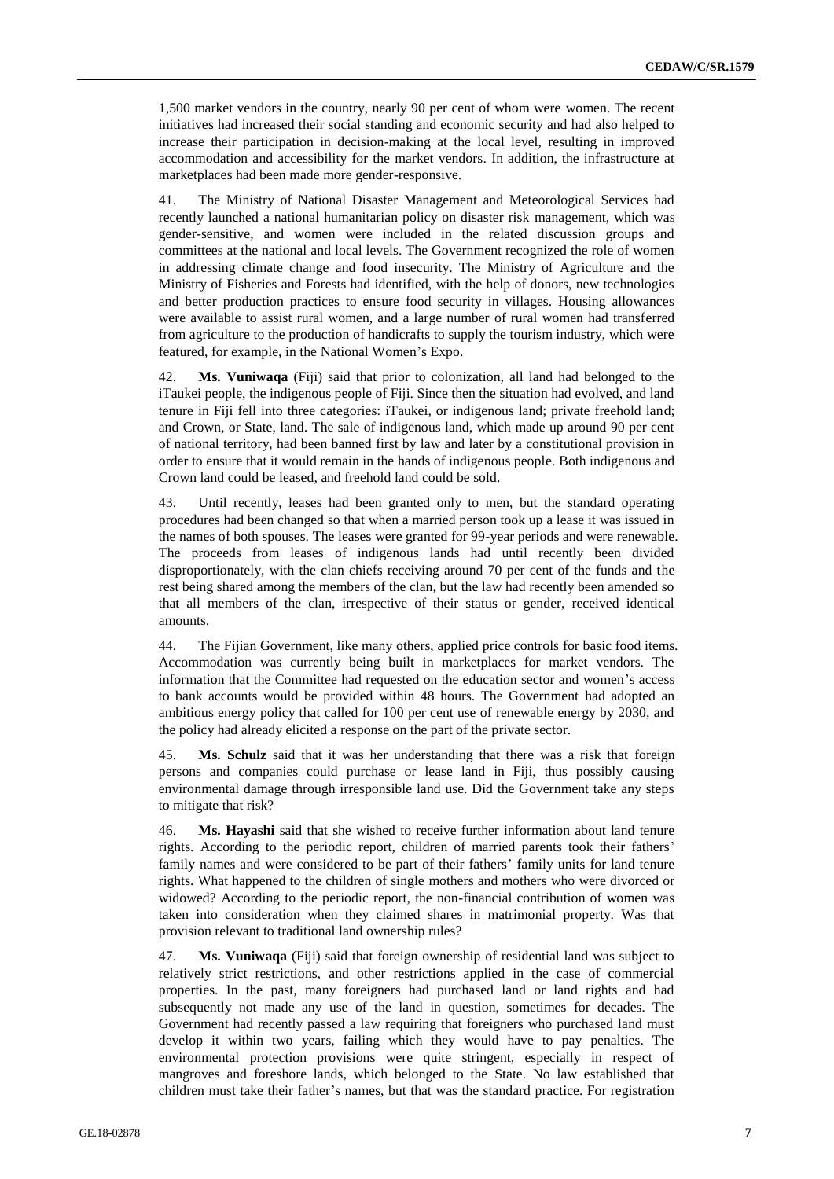1,500 market vendors in the country, nearly 90 per cent of whom were women. The recent initiatives had increased their social standing and economic security and had also helped to increase their participation in decision-making at the local level, resulting in improved accommodation and accessibility for the market vendors. In addition, the infrastructure at marketplaces had been made more gender-responsive.

41. The Ministry of National Disaster Management and Meteorological Services had recently launched a national humanitarian policy on disaster risk management, which was gender-sensitive, and women were included in the related discussion groups and committees at the national and local levels. The Government recognized the role of women in addressing climate change and food insecurity. The Ministry of Agriculture and the Ministry of Fisheries and Forests had identified, with the help of donors, new technologies and better production practices to ensure food security in villages. Housing allowances were available to assist rural women, and a large number of rural women had transferred from agriculture to the production of handicrafts to supply the tourism industry, which were featured, for example, in the National Women's Expo.

42. **Ms. Vuniwaqa** (Fiji) said that prior to colonization, all land had belonged to the iTaukei people, the indigenous people of Fiji. Since then the situation had evolved, and land tenure in Fiji fell into three categories: iTaukei, or indigenous land; private freehold land; and Crown, or State, land. The sale of indigenous land, which made up around 90 per cent of national territory, had been banned first by law and later by a constitutional provision in order to ensure that it would remain in the hands of indigenous people. Both indigenous and Crown land could be leased, and freehold land could be sold.

43. Until recently, leases had been granted only to men, but the standard operating procedures had been changed so that when a married person took up a lease it was issued in the names of both spouses. The leases were granted for 99-year periods and were renewable. The proceeds from leases of indigenous lands had until recently been divided disproportionately, with the clan chiefs receiving around 70 per cent of the funds and the rest being shared among the members of the clan, but the law had recently been amended so that all members of the clan, irrespective of their status or gender, received identical amounts.

44. The Fijian Government, like many others, applied price controls for basic food items. Accommodation was currently being built in marketplaces for market vendors. The information that the Committee had requested on the education sector and women's access to bank accounts would be provided within 48 hours. The Government had adopted an ambitious energy policy that called for 100 per cent use of renewable energy by 2030, and the policy had already elicited a response on the part of the private sector.

45. **Ms. Schulz** said that it was her understanding that there was a risk that foreign persons and companies could purchase or lease land in Fiji, thus possibly causing environmental damage through irresponsible land use. Did the Government take any steps to mitigate that risk?

46. **Ms. Hayashi** said that she wished to receive further information about land tenure rights. According to the periodic report, children of married parents took their fathers' family names and were considered to be part of their fathers' family units for land tenure rights. What happened to the children of single mothers and mothers who were divorced or widowed? According to the periodic report, the non-financial contribution of women was taken into consideration when they claimed shares in matrimonial property. Was that provision relevant to traditional land ownership rules?

47. **Ms. Vuniwaqa** (Fiji) said that foreign ownership of residential land was subject to relatively strict restrictions, and other restrictions applied in the case of commercial properties. In the past, many foreigners had purchased land or land rights and had subsequently not made any use of the land in question, sometimes for decades. The Government had recently passed a law requiring that foreigners who purchased land must develop it within two years, failing which they would have to pay penalties. The environmental protection provisions were quite stringent, especially in respect of mangroves and foreshore lands, which belonged to the State. No law established that children must take their father's names, but that was the standard practice. For registration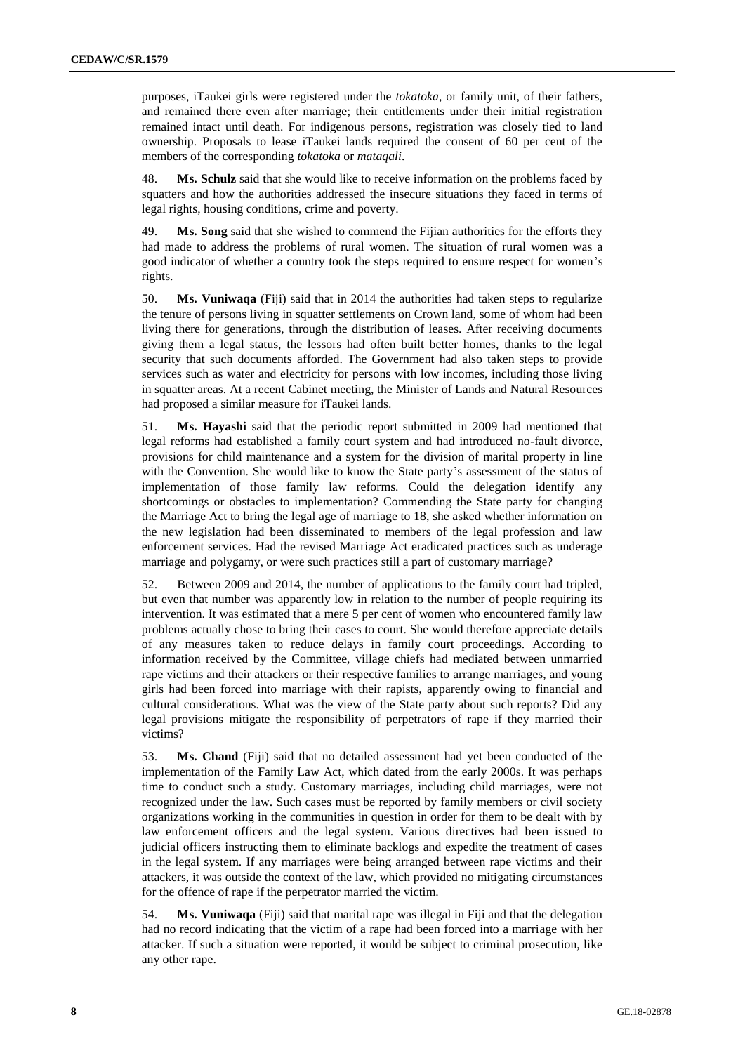purposes, iTaukei girls were registered under the *tokatoka*, or family unit, of their fathers, and remained there even after marriage; their entitlements under their initial registration remained intact until death. For indigenous persons, registration was closely tied to land ownership. Proposals to lease iTaukei lands required the consent of 60 per cent of the members of the corresponding *tokatoka* or *mataqali*.

48. **Ms. Schulz** said that she would like to receive information on the problems faced by squatters and how the authorities addressed the insecure situations they faced in terms of legal rights, housing conditions, crime and poverty.

49. **Ms. Song** said that she wished to commend the Fijian authorities for the efforts they had made to address the problems of rural women. The situation of rural women was a good indicator of whether a country took the steps required to ensure respect for women's rights.

50. **Ms. Vuniwaqa** (Fiji) said that in 2014 the authorities had taken steps to regularize the tenure of persons living in squatter settlements on Crown land, some of whom had been living there for generations, through the distribution of leases. After receiving documents giving them a legal status, the lessors had often built better homes, thanks to the legal security that such documents afforded. The Government had also taken steps to provide services such as water and electricity for persons with low incomes, including those living in squatter areas. At a recent Cabinet meeting, the Minister of Lands and Natural Resources had proposed a similar measure for iTaukei lands.

51. **Ms. Hayashi** said that the periodic report submitted in 2009 had mentioned that legal reforms had established a family court system and had introduced no-fault divorce, provisions for child maintenance and a system for the division of marital property in line with the Convention. She would like to know the State party's assessment of the status of implementation of those family law reforms. Could the delegation identify any shortcomings or obstacles to implementation? Commending the State party for changing the Marriage Act to bring the legal age of marriage to 18, she asked whether information on the new legislation had been disseminated to members of the legal profession and law enforcement services. Had the revised Marriage Act eradicated practices such as underage marriage and polygamy, or were such practices still a part of customary marriage?

52. Between 2009 and 2014, the number of applications to the family court had tripled, but even that number was apparently low in relation to the number of people requiring its intervention. It was estimated that a mere 5 per cent of women who encountered family law problems actually chose to bring their cases to court. She would therefore appreciate details of any measures taken to reduce delays in family court proceedings. According to information received by the Committee, village chiefs had mediated between unmarried rape victims and their attackers or their respective families to arrange marriages, and young girls had been forced into marriage with their rapists, apparently owing to financial and cultural considerations. What was the view of the State party about such reports? Did any legal provisions mitigate the responsibility of perpetrators of rape if they married their victims?

53. **Ms. Chand** (Fiji) said that no detailed assessment had yet been conducted of the implementation of the Family Law Act, which dated from the early 2000s. It was perhaps time to conduct such a study. Customary marriages, including child marriages, were not recognized under the law. Such cases must be reported by family members or civil society organizations working in the communities in question in order for them to be dealt with by law enforcement officers and the legal system. Various directives had been issued to judicial officers instructing them to eliminate backlogs and expedite the treatment of cases in the legal system. If any marriages were being arranged between rape victims and their attackers, it was outside the context of the law, which provided no mitigating circumstances for the offence of rape if the perpetrator married the victim.

54. **Ms. Vuniwaqa** (Fiji) said that marital rape was illegal in Fiji and that the delegation had no record indicating that the victim of a rape had been forced into a marriage with her attacker. If such a situation were reported, it would be subject to criminal prosecution, like any other rape.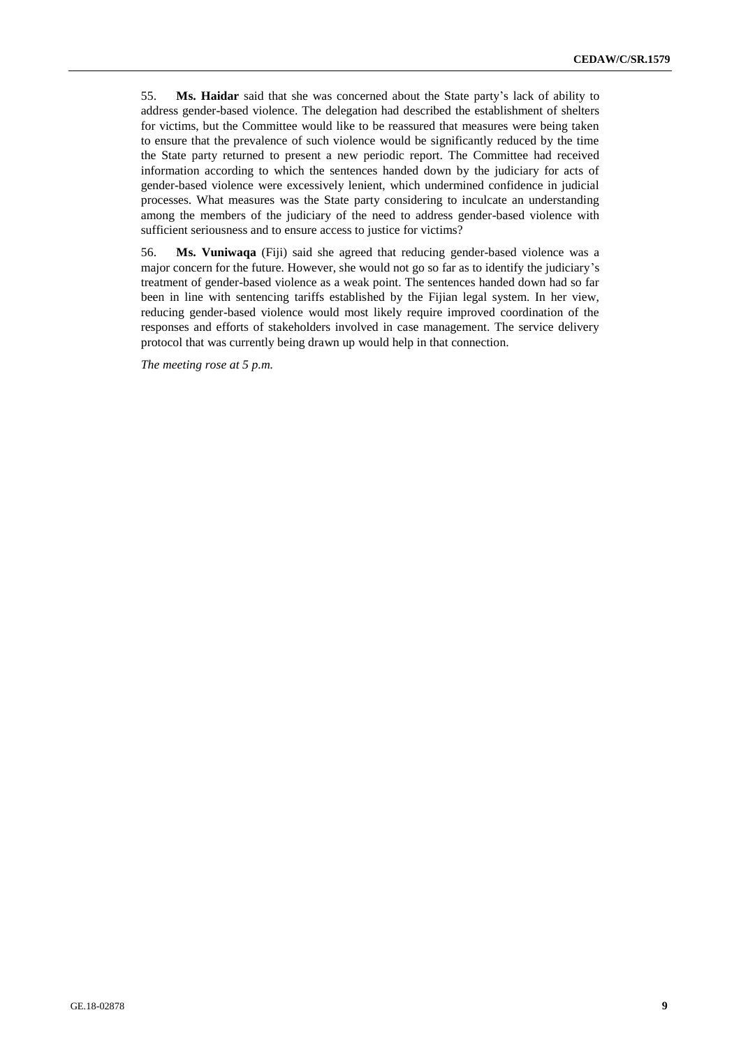55. **Ms. Haidar** said that she was concerned about the State party's lack of ability to address gender-based violence. The delegation had described the establishment of shelters for victims, but the Committee would like to be reassured that measures were being taken to ensure that the prevalence of such violence would be significantly reduced by the time the State party returned to present a new periodic report. The Committee had received information according to which the sentences handed down by the judiciary for acts of gender-based violence were excessively lenient, which undermined confidence in judicial processes. What measures was the State party considering to inculcate an understanding among the members of the judiciary of the need to address gender-based violence with sufficient seriousness and to ensure access to justice for victims?

56. **Ms. Vuniwaqa** (Fiji) said she agreed that reducing gender-based violence was a major concern for the future. However, she would not go so far as to identify the judiciary's treatment of gender-based violence as a weak point. The sentences handed down had so far been in line with sentencing tariffs established by the Fijian legal system. In her view, reducing gender-based violence would most likely require improved coordination of the responses and efforts of stakeholders involved in case management. The service delivery protocol that was currently being drawn up would help in that connection.

*The meeting rose at 5 p.m.*